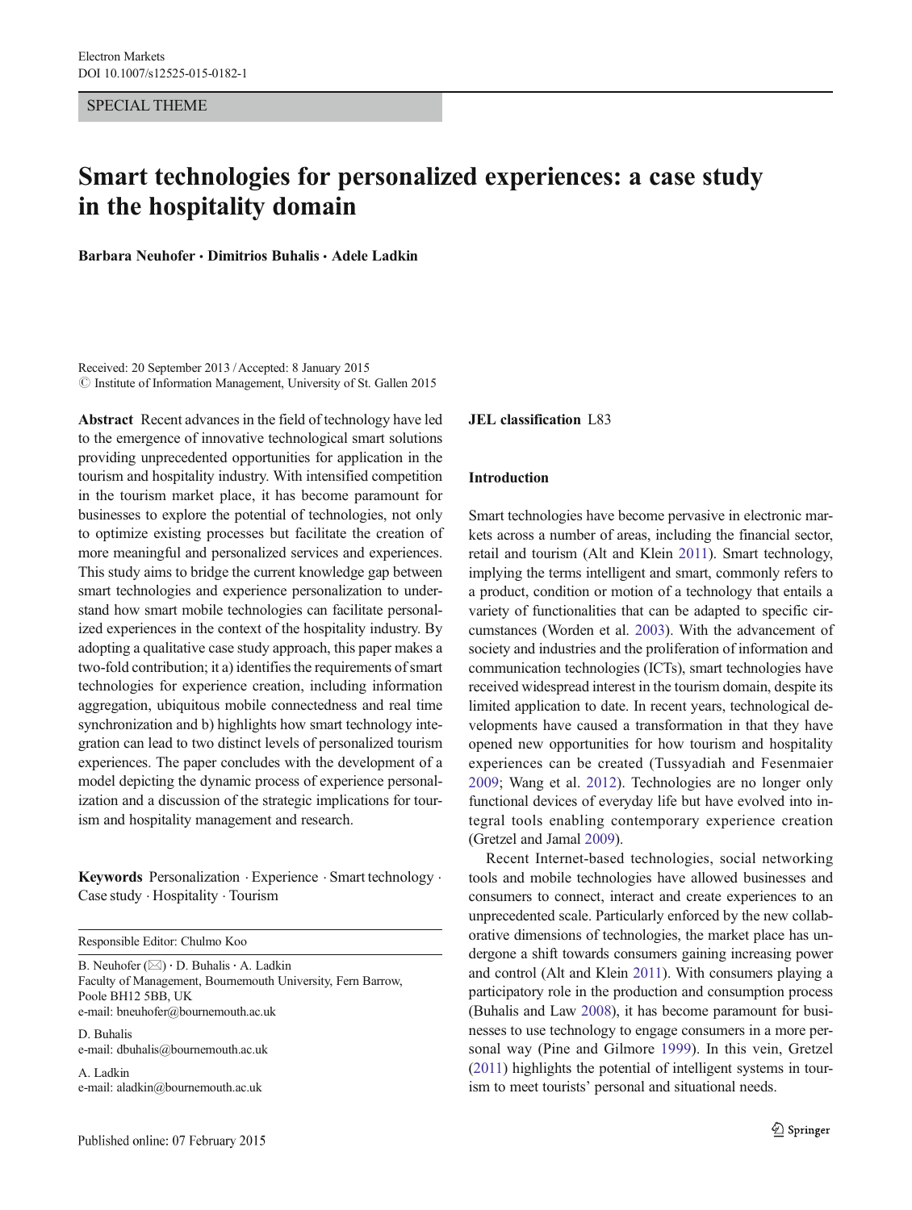Electron Markets
DOI 10.1007/s12525-015-0182-1

SPECIAL THEME

# Smart technologies for personalized experiences: a case study in the hospitality domain

**Barbara Neuhofer · Dimitrios Buhalis · Adele Ladkin**

Received: 20 September 2013 / Accepted: 8 January 2015
© Institute of Information Management, University of St. Gallen 2015

**Abstract** Recent advances in the field of technology have led to the emergence of innovative technological smart solutions providing unprecedented opportunities for application in the tourism and hospitality industry. With intensified competition in the tourism market place, it has become paramount for businesses to explore the potential of technologies, not only to optimize existing processes but facilitate the creation of more meaningful and personalized services and experiences. This study aims to bridge the current knowledge gap between smart technologies and experience personalization to understand how smart mobile technologies can facilitate personalized experiences in the context of the hospitality industry. By adopting a qualitative case study approach, this paper makes a two-fold contribution; it a) identifies the requirements of smart technologies for experience creation, including information aggregation, ubiquitous mobile connectedness and real time synchronization and b) highlights how smart technology integration can lead to two distinct levels of personalized tourism experiences. The paper concludes with the development of a model depicting the dynamic process of experience personalization and a discussion of the strategic implications for tourism and hospitality management and research.

**Keywords** Personalization · Experience · Smart technology · Case study · Hospitality · Tourism

Responsible Editor: Chulmo Koo

B. Neuhofer (✉) · D. Buhalis · A. Ladkin
Faculty of Management, Bournemouth University, Fern Barrow, Poole BH12 5BB, UK
e-mail: bneuhofer@bournemouth.ac.uk

D. Buhalis
e-mail: dbuhalis@bournemouth.ac.uk

A. Ladkin
e-mail: aladkin@bournemouth.ac.uk

**JEL classification** L83

## Introduction

Smart technologies have become pervasive in electronic markets across a number of areas, including the financial sector, retail and tourism (Alt and Klein 2011). Smart technology, implying the terms intelligent and smart, commonly refers to a product, condition or motion of a technology that entails a variety of functionalities that can be adapted to specific circumstances (Worden et al. 2003). With the advancement of society and industries and the proliferation of information and communication technologies (ICTs), smart technologies have received widespread interest in the tourism domain, despite its limited application to date. In recent years, technological developments have caused a transformation in that they have opened new opportunities for how tourism and hospitality experiences can be created (Tussyadiah and Fesenmaier 2009; Wang et al. 2012). Technologies are no longer only functional devices of everyday life but have evolved into integral tools enabling contemporary experience creation (Gretzel and Jamal 2009).

Recent Internet-based technologies, social networking tools and mobile technologies have allowed businesses and consumers to connect, interact and create experiences to an unprecedented scale. Particularly enforced by the new collaborative dimensions of technologies, the market place has undergone a shift towards consumers gaining increasing power and control (Alt and Klein 2011). With consumers playing a participatory role in the production and consumption process (Buhalis and Law 2008), it has become paramount for businesses to use technology to engage consumers in a more personal way (Pine and Gilmore 1999). In this vein, Gretzel (2011) highlights the potential of intelligent systems in tourism to meet tourists' personal and situational needs.

Published online: 07 February 2015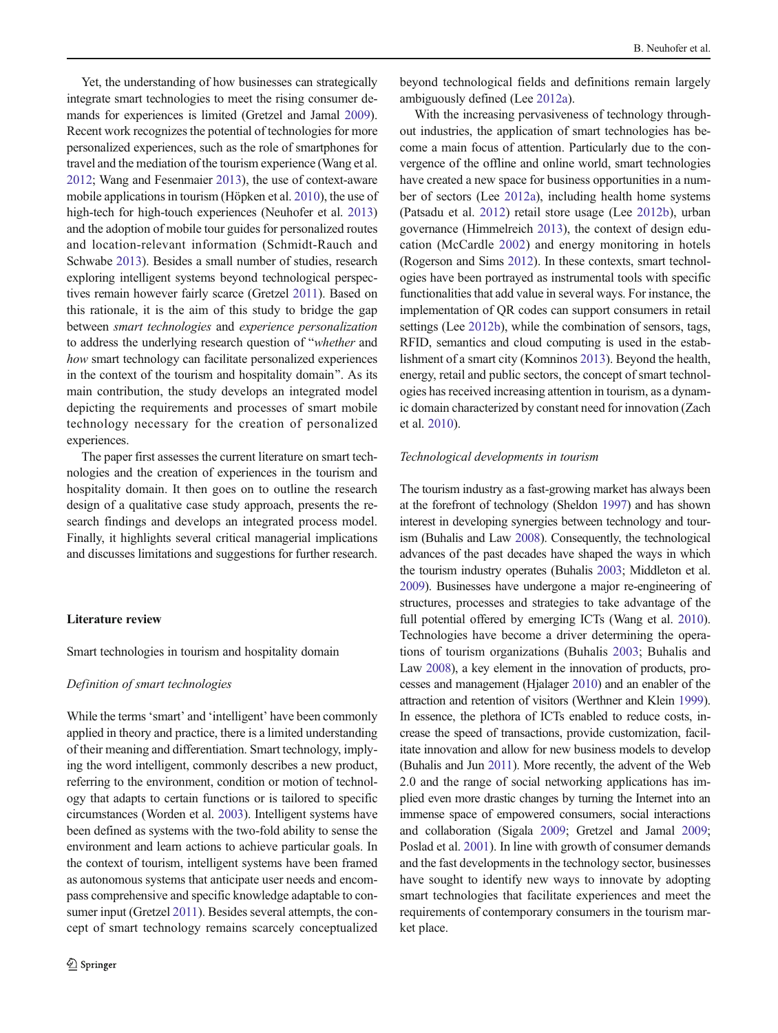Yet, the understanding of how businesses can strategically integrate smart technologies to meet the rising consumer demands for experiences is limited (Gretzel and Jamal 2009). Recent work recognizes the potential of technologies for more personalized experiences, such as the role of smartphones for travel and the mediation of the tourism experience (Wang et al. 2012; Wang and Fesenmaier 2013), the use of context-aware mobile applications in tourism (Höpken et al. 2010), the use of high-tech for high-touch experiences (Neuhofer et al. 2013) and the adoption of mobile tour guides for personalized routes and location-relevant information (Schmidt-Rauch and Schwabe 2013). Besides a small number of studies, research exploring intelligent systems beyond technological perspectives remain however fairly scarce (Gretzel 2011). Based on this rationale, it is the aim of this study to bridge the gap between *smart technologies* and *experience personalization* to address the underlying research question of "*whether* and *how* smart technology can facilitate personalized experiences in the context of the tourism and hospitality domain". As its main contribution, the study develops an integrated model depicting the requirements and processes of smart mobile technology necessary for the creation of personalized experiences.

The paper first assesses the current literature on smart technologies and the creation of experiences in the tourism and hospitality domain. It then goes on to outline the research design of a qualitative case study approach, presents the research findings and develops an integrated process model. Finally, it highlights several critical managerial implications and discusses limitations and suggestions for further research.

## Literature review

### Smart technologies in tourism and hospitality domain

#### *Definition of smart technologies*

While the terms 'smart' and 'intelligent' have been commonly applied in theory and practice, there is a limited understanding of their meaning and differentiation. Smart technology, implying the word intelligent, commonly describes a new product, referring to the environment, condition or motion of technology that adapts to certain functions or is tailored to specific circumstances (Worden et al. 2003). Intelligent systems have been defined as systems with the two-fold ability to sense the environment and learn actions to achieve particular goals. In the context of tourism, intelligent systems have been framed as autonomous systems that anticipate user needs and encompass comprehensive and specific knowledge adaptable to consumer input (Gretzel 2011). Besides several attempts, the concept of smart technology remains scarcely conceptualized beyond technological fields and definitions remain largely ambiguously defined (Lee 2012a).

With the increasing pervasiveness of technology throughout industries, the application of smart technologies has become a main focus of attention. Particularly due to the convergence of the offline and online world, smart technologies have created a new space for business opportunities in a number of sectors (Lee 2012a), including health home systems (Patsadu et al. 2012) retail store usage (Lee 2012b), urban governance (Himmelreich 2013), the context of design education (McCardle 2002) and energy monitoring in hotels (Rogerson and Sims 2012). In these contexts, smart technologies have been portrayed as instrumental tools with specific functionalities that add value in several ways. For instance, the implementation of QR codes can support consumers in retail settings (Lee 2012b), while the combination of sensors, tags, RFID, semantics and cloud computing is used in the establishment of a smart city (Komninos 2013). Beyond the health, energy, retail and public sectors, the concept of smart technologies has received increasing attention in tourism, as a dynamic domain characterized by constant need for innovation (Zach et al. 2010).

#### *Technological developments in tourism*

The tourism industry as a fast-growing market has always been at the forefront of technology (Sheldon 1997) and has shown interest in developing synergies between technology and tourism (Buhalis and Law 2008). Consequently, the technological advances of the past decades have shaped the ways in which the tourism industry operates (Buhalis 2003; Middleton et al. 2009). Businesses have undergone a major re-engineering of structures, processes and strategies to take advantage of the full potential offered by emerging ICTs (Wang et al. 2010). Technologies have become a driver determining the operations of tourism organizations (Buhalis 2003; Buhalis and Law 2008), a key element in the innovation of products, processes and management (Hjalager 2010) and an enabler of the attraction and retention of visitors (Werthner and Klein 1999). In essence, the plethora of ICTs enabled to reduce costs, increase the speed of transactions, provide customization, facilitate innovation and allow for new business models to develop (Buhalis and Jun 2011). More recently, the advent of the Web 2.0 and the range of social networking applications has implied even more drastic changes by turning the Internet into an immense space of empowered consumers, social interactions and collaboration (Sigala 2009; Gretzel and Jamal 2009; Poslad et al. 2001). In line with growth of consumer demands and the fast developments in the technology sector, businesses have sought to identify new ways to innovate by adopting smart technologies that facilitate experiences and meet the requirements of contemporary consumers in the tourism market place.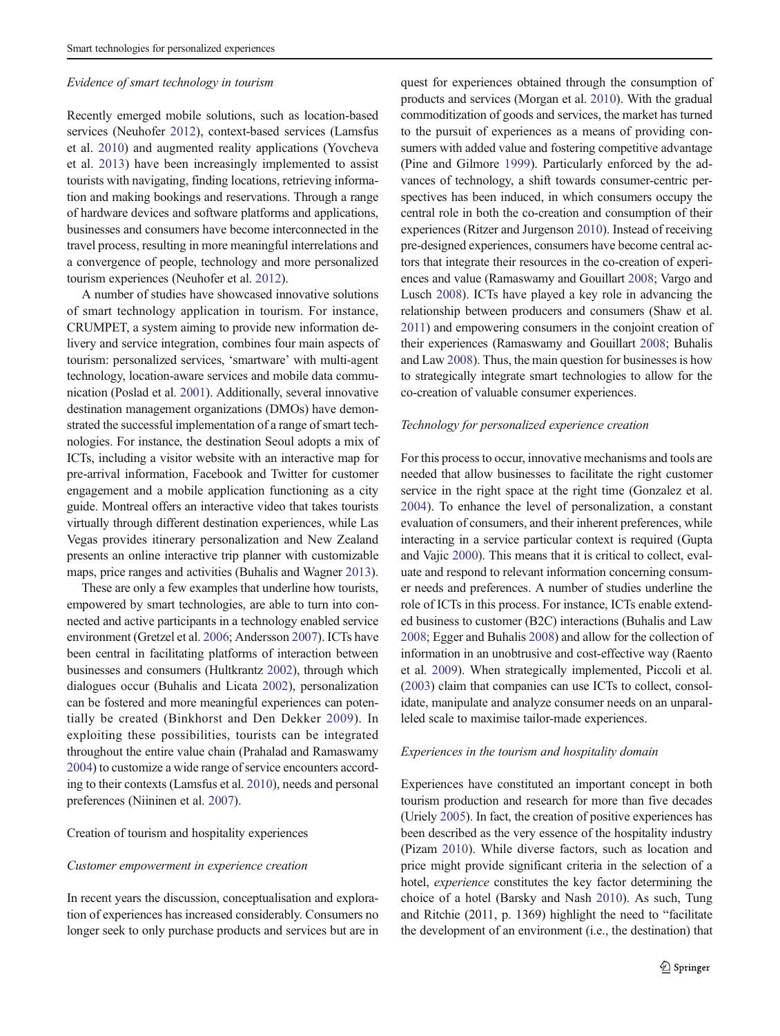*Evidence of smart technology in tourism*

Recently emerged mobile solutions, such as location-based services (Neuhofer 2012), context-based services (Lamsfus et al. 2010) and augmented reality applications (Yovcheva et al. 2013) have been increasingly implemented to assist tourists with navigating, finding locations, retrieving information and making bookings and reservations. Through a range of hardware devices and software platforms and applications, businesses and consumers have become interconnected in the travel process, resulting in more meaningful interrelations and a convergence of people, technology and more personalized tourism experiences (Neuhofer et al. 2012).

A number of studies have showcased innovative solutions of smart technology application in tourism. For instance, CRUMPET, a system aiming to provide new information delivery and service integration, combines four main aspects of tourism: personalized services, 'smartware' with multi-agent technology, location-aware services and mobile data communication (Poslad et al. 2001). Additionally, several innovative destination management organizations (DMOs) have demonstrated the successful implementation of a range of smart technologies. For instance, the destination Seoul adopts a mix of ICTs, including a visitor website with an interactive map for pre-arrival information, Facebook and Twitter for customer engagement and a mobile application functioning as a city guide. Montreal offers an interactive video that takes tourists virtually through different destination experiences, while Las Vegas provides itinerary personalization and New Zealand presents an online interactive trip planner with customizable maps, price ranges and activities (Buhalis and Wagner 2013).

These are only a few examples that underline how tourists, empowered by smart technologies, are able to turn into connected and active participants in a technology enabled service environment (Gretzel et al. 2006; Andersson 2007). ICTs have been central in facilitating platforms of interaction between businesses and consumers (Hultkrantz 2002), through which dialogues occur (Buhalis and Licata 2002), personalization can be fostered and more meaningful experiences can potentially be created (Binkhorst and Den Dekker 2009). In exploiting these possibilities, tourists can be integrated throughout the entire value chain (Prahalad and Ramaswamy 2004) to customize a wide range of service encounters according to their contexts (Lamsfus et al. 2010), needs and personal preferences (Niininen et al. 2007).

## Creation of tourism and hospitality experiences

*Customer empowerment in experience creation*

In recent years the discussion, conceptualisation and exploration of experiences has increased considerably. Consumers no longer seek to only purchase products and services but are in quest for experiences obtained through the consumption of products and services (Morgan et al. 2010). With the gradual commoditization of goods and services, the market has turned to the pursuit of experiences as a means of providing consumers with added value and fostering competitive advantage (Pine and Gilmore 1999). Particularly enforced by the advances of technology, a shift towards consumer-centric perspectives has been induced, in which consumers occupy the central role in both the co-creation and consumption of their experiences (Ritzer and Jurgenson 2010). Instead of receiving pre-designed experiences, consumers have become central actors that integrate their resources in the co-creation of experiences and value (Ramaswamy and Gouillart 2008; Vargo and Lusch 2008). ICTs have played a key role in advancing the relationship between producers and consumers (Shaw et al. 2011) and empowering consumers in the conjoint creation of their experiences (Ramaswamy and Gouillart 2008; Buhalis and Law 2008). Thus, the main question for businesses is how to strategically integrate smart technologies to allow for the co-creation of valuable consumer experiences.

*Technology for personalized experience creation*

For this process to occur, innovative mechanisms and tools are needed that allow businesses to facilitate the right customer service in the right space at the right time (Gonzalez et al. 2004). To enhance the level of personalization, a constant evaluation of consumers, and their inherent preferences, while interacting in a service particular context is required (Gupta and Vajic 2000). This means that it is critical to collect, evaluate and respond to relevant information concerning consumer needs and preferences. A number of studies underline the role of ICTs in this process. For instance, ICTs enable extended business to customer (B2C) interactions (Buhalis and Law 2008; Egger and Buhalis 2008) and allow for the collection of information in an unobtrusive and cost-effective way (Raento et al. 2009). When strategically implemented, Piccoli et al. (2003) claim that companies can use ICTs to collect, consolidate, manipulate and analyze consumer needs on an unparalleled scale to maximise tailor-made experiences.

*Experiences in the tourism and hospitality domain*

Experiences have constituted an important concept in both tourism production and research for more than five decades (Uriely 2005). In fact, the creation of positive experiences has been described as the very essence of the hospitality industry (Pizam 2010). While diverse factors, such as location and price might provide significant criteria in the selection of a hotel, *experience* constitutes the key factor determining the choice of a hotel (Barsky and Nash 2010). As such, Tung and Ritchie (2011, p. 1369) highlight the need to "facilitate the development of an environment (i.e., the destination) that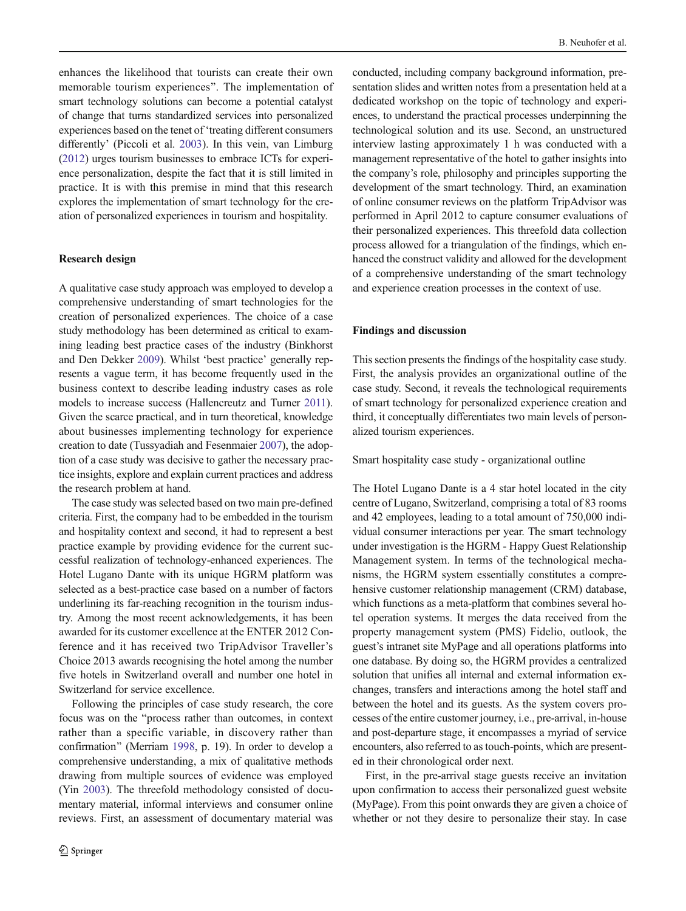enhances the likelihood that tourists can create their own memorable tourism experiences". The implementation of smart technology solutions can become a potential catalyst of change that turns standardized services into personalized experiences based on the tenet of 'treating different consumers differently' (Piccoli et al. 2003). In this vein, van Limburg (2012) urges tourism businesses to embrace ICTs for experience personalization, despite the fact that it is still limited in practice. It is with this premise in mind that this research explores the implementation of smart technology for the creation of personalized experiences in tourism and hospitality.

## Research design

A qualitative case study approach was employed to develop a comprehensive understanding of smart technologies for the creation of personalized experiences. The choice of a case study methodology has been determined as critical to examining leading best practice cases of the industry (Binkhorst and Den Dekker 2009). Whilst 'best practice' generally represents a vague term, it has become frequently used in the business context to describe leading industry cases as role models to increase success (Hallencreutz and Turner 2011). Given the scarce practical, and in turn theoretical, knowledge about businesses implementing technology for experience creation to date (Tussyadiah and Fesenmaier 2007), the adoption of a case study was decisive to gather the necessary practice insights, explore and explain current practices and address the research problem at hand.

The case study was selected based on two main pre-defined criteria. First, the company had to be embedded in the tourism and hospitality context and second, it had to represent a best practice example by providing evidence for the current successful realization of technology-enhanced experiences. The Hotel Lugano Dante with its unique HGRM platform was selected as a best-practice case based on a number of factors underlining its far-reaching recognition in the tourism industry. Among the most recent acknowledgements, it has been awarded for its customer excellence at the ENTER 2012 Conference and it has received two TripAdvisor Traveller's Choice 2013 awards recognising the hotel among the number five hotels in Switzerland overall and number one hotel in Switzerland for service excellence.

Following the principles of case study research, the core focus was on the "process rather than outcomes, in context rather than a specific variable, in discovery rather than confirmation" (Merriam 1998, p. 19). In order to develop a comprehensive understanding, a mix of qualitative methods drawing from multiple sources of evidence was employed (Yin 2003). The threefold methodology consisted of documentary material, informal interviews and consumer online reviews. First, an assessment of documentary material was conducted, including company background information, presentation slides and written notes from a presentation held at a dedicated workshop on the topic of technology and experiences, to understand the practical processes underpinning the technological solution and its use. Second, an unstructured interview lasting approximately 1 h was conducted with a management representative of the hotel to gather insights into the company's role, philosophy and principles supporting the development of the smart technology. Third, an examination of online consumer reviews on the platform TripAdvisor was performed in April 2012 to capture consumer evaluations of their personalized experiences. This threefold data collection process allowed for a triangulation of the findings, which enhanced the construct validity and allowed for the development of a comprehensive understanding of the smart technology and experience creation processes in the context of use.

## Findings and discussion

This section presents the findings of the hospitality case study. First, the analysis provides an organizational outline of the case study. Second, it reveals the technological requirements of smart technology for personalized experience creation and third, it conceptually differentiates two main levels of personalized tourism experiences.

### Smart hospitality case study - organizational outline

The Hotel Lugano Dante is a 4 star hotel located in the city centre of Lugano, Switzerland, comprising a total of 83 rooms and 42 employees, leading to a total amount of 750,000 individual consumer interactions per year. The smart technology under investigation is the HGRM - Happy Guest Relationship Management system. In terms of the technological mechanisms, the HGRM system essentially constitutes a comprehensive customer relationship management (CRM) database, which functions as a meta-platform that combines several hotel operation systems. It merges the data received from the property management system (PMS) Fidelio, outlook, the guest's intranet site MyPage and all operations platforms into one database. By doing so, the HGRM provides a centralized solution that unifies all internal and external information exchanges, transfers and interactions among the hotel staff and between the hotel and its guests. As the system covers processes of the entire customer journey, i.e., pre-arrival, in-house and post-departure stage, it encompasses a myriad of service encounters, also referred to as touch-points, which are presented in their chronological order next.

First, in the pre-arrival stage guests receive an invitation upon confirmation to access their personalized guest website (MyPage). From this point onwards they are given a choice of whether or not they desire to personalize their stay. In case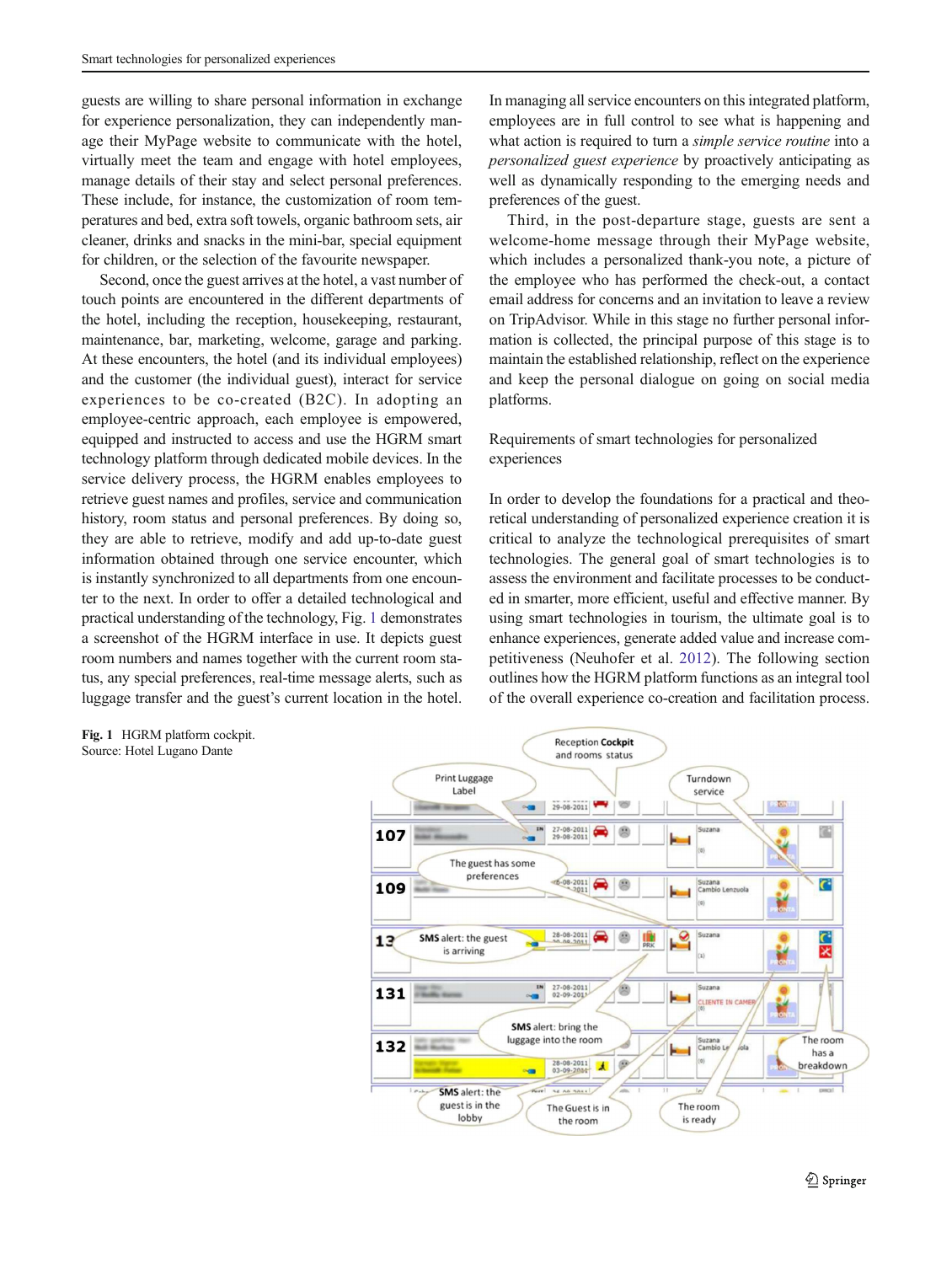guests are willing to share personal information in exchange for experience personalization, they can independently manage their MyPage website to communicate with the hotel, virtually meet the team and engage with hotel employees, manage details of their stay and select personal preferences. These include, for instance, the customization of room temperatures and bed, extra soft towels, organic bathroom sets, air cleaner, drinks and snacks in the mini-bar, special equipment for children, or the selection of the favourite newspaper.

Second, once the guest arrives at the hotel, a vast number of touch points are encountered in the different departments of the hotel, including the reception, housekeeping, restaurant, maintenance, bar, marketing, welcome, garage and parking. At these encounters, the hotel (and its individual employees) and the customer (the individual guest), interact for service experiences to be co-created (B2C). In adopting an employee-centric approach, each employee is empowered, equipped and instructed to access and use the HGRM smart technology platform through dedicated mobile devices. In the service delivery process, the HGRM enables employees to retrieve guest names and profiles, service and communication history, room status and personal preferences. By doing so, they are able to retrieve, modify and add up-to-date guest information obtained through one service encounter, which is instantly synchronized to all departments from one encounter to the next. In order to offer a detailed technological and practical understanding of the technology, Fig. 1 demonstrates a screenshot of the HGRM interface in use. It depicts guest room numbers and names together with the current room status, any special preferences, real-time message alerts, such as luggage transfer and the guest's current location in the hotel. In managing all service encounters on this integrated platform, employees are in full control to see what is happening and what action is required to turn a *simple service routine* into a *personalized guest experience* by proactively anticipating as well as dynamically responding to the emerging needs and preferences of the guest.

Third, in the post-departure stage, guests are sent a welcome-home message through their MyPage website, which includes a personalized thank-you note, a picture of the employee who has performed the check-out, a contact email address for concerns and an invitation to leave a review on TripAdvisor. While in this stage no further personal information is collected, the principal purpose of this stage is to maintain the established relationship, reflect on the experience and keep the personal dialogue on going on social media platforms.

## Requirements of smart technologies for personalized experiences

In order to develop the foundations for a practical and theoretical understanding of personalized experience creation it is critical to analyze the technological prerequisites of smart technologies. The general goal of smart technologies is to assess the environment and facilitate processes to be conducted in smarter, more efficient, useful and effective manner. By using smart technologies in tourism, the ultimate goal is to enhance experiences, generate added value and increase competitiveness (Neuhofer et al. 2012). The following section outlines how the HGRM platform functions as an integral tool of the overall experience co-creation and facilitation process.

**Fig. 1** HGRM platform cockpit. Source: Hotel Lugano Dante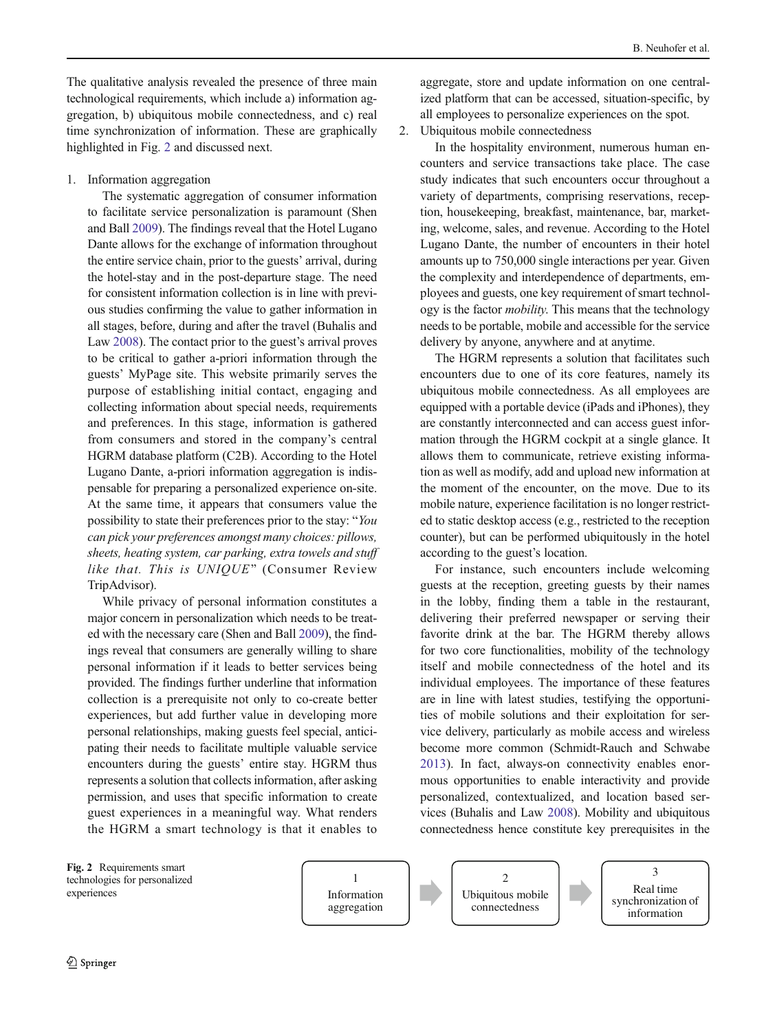The qualitative analysis revealed the presence of three main technological requirements, which include a) information aggregation, b) ubiquitous mobile connectedness, and c) real time synchronization of information. These are graphically highlighted in Fig. 2 and discussed next.

1. Information aggregation

   The systematic aggregation of consumer information to facilitate service personalization is paramount (Shen and Ball 2009). The findings reveal that the Hotel Lugano Dante allows for the exchange of information throughout the entire service chain, prior to the guests' arrival, during the hotel-stay and in the post-departure stage. The need for consistent information collection is in line with previous studies confirming the value to gather information in all stages, before, during and after the travel (Buhalis and Law 2008). The contact prior to the guest's arrival proves to be critical to gather a-priori information through the guests' MyPage site. This website primarily serves the purpose of establishing initial contact, engaging and collecting information about special needs, requirements and preferences. In this stage, information is gathered from consumers and stored in the company's central HGRM database platform (C2B). According to the Hotel Lugano Dante, a-priori information aggregation is indispensable for preparing a personalized experience on-site. At the same time, it appears that consumers value the possibility to state their preferences prior to the stay: "*You can pick your preferences amongst many choices: pillows, sheets, heating system, car parking, extra towels and stuff like that. This is UNIQUE*" (Consumer Review TripAdvisor).

   While privacy of personal information constitutes a major concern in personalization which needs to be treated with the necessary care (Shen and Ball 2009), the findings reveal that consumers are generally willing to share personal information if it leads to better services being provided. The findings further underline that information collection is a prerequisite not only to co-create better experiences, but add further value in developing more personal relationships, making guests feel special, anticipating their needs to facilitate multiple valuable service encounters during the guests' entire stay. HGRM thus represents a solution that collects information, after asking permission, and uses that specific information to create guest experiences in a meaningful way. What renders the HGRM a smart technology is that it enables to aggregate, store and update information on one centralized platform that can be accessed, situation-specific, by all employees to personalize experiences on the spot.

2. Ubiquitous mobile connectedness

   In the hospitality environment, numerous human encounters and service transactions take place. The case study indicates that such encounters occur throughout a variety of departments, comprising reservations, reception, housekeeping, breakfast, maintenance, bar, marketing, welcome, sales, and revenue. According to the Hotel Lugano Dante, the number of encounters in their hotel amounts up to 750,000 single interactions per year. Given the complexity and interdependence of departments, employees and guests, one key requirement of smart technology is the factor *mobility.* This means that the technology needs to be portable, mobile and accessible for the service delivery by anyone, anywhere and at anytime.

   The HGRM represents a solution that facilitates such encounters due to one of its core features, namely its ubiquitous mobile connectedness. As all employees are equipped with a portable device (iPads and iPhones), they are constantly interconnected and can access guest information through the HGRM cockpit at a single glance. It allows them to communicate, retrieve existing information as well as modify, add and upload new information at the moment of the encounter, on the move. Due to its mobile nature, experience facilitation is no longer restricted to static desktop access (e.g., restricted to the reception counter), but can be performed ubiquitously in the hotel according to the guest's location.

   For instance, such encounters include welcoming guests at the reception, greeting guests by their names in the lobby, finding them a table in the restaurant, delivering their preferred newspaper or serving their favorite drink at the bar. The HGRM thereby allows for two core functionalities, mobility of the technology itself and mobile connectedness of the hotel and its individual employees. The importance of these features are in line with latest studies, testifying the opportunities of mobile solutions and their exploitation for service delivery, particularly as mobile access and wireless become more common (Schmidt-Rauch and Schwabe 2013). In fact, always-on connectivity enables enormous opportunities to enable interactivity and provide personalized, contextualized, and location based services (Buhalis and Law 2008). Mobility and ubiquitous connectedness hence constitute key prerequisites in the

| 1 Information aggregation | → | 2 Ubiquitous mobile connectedness | → | 3 Real time synchronization of information |
|---|---|---|---|---|

**Fig. 2** Requirements smart technologies for personalized experiences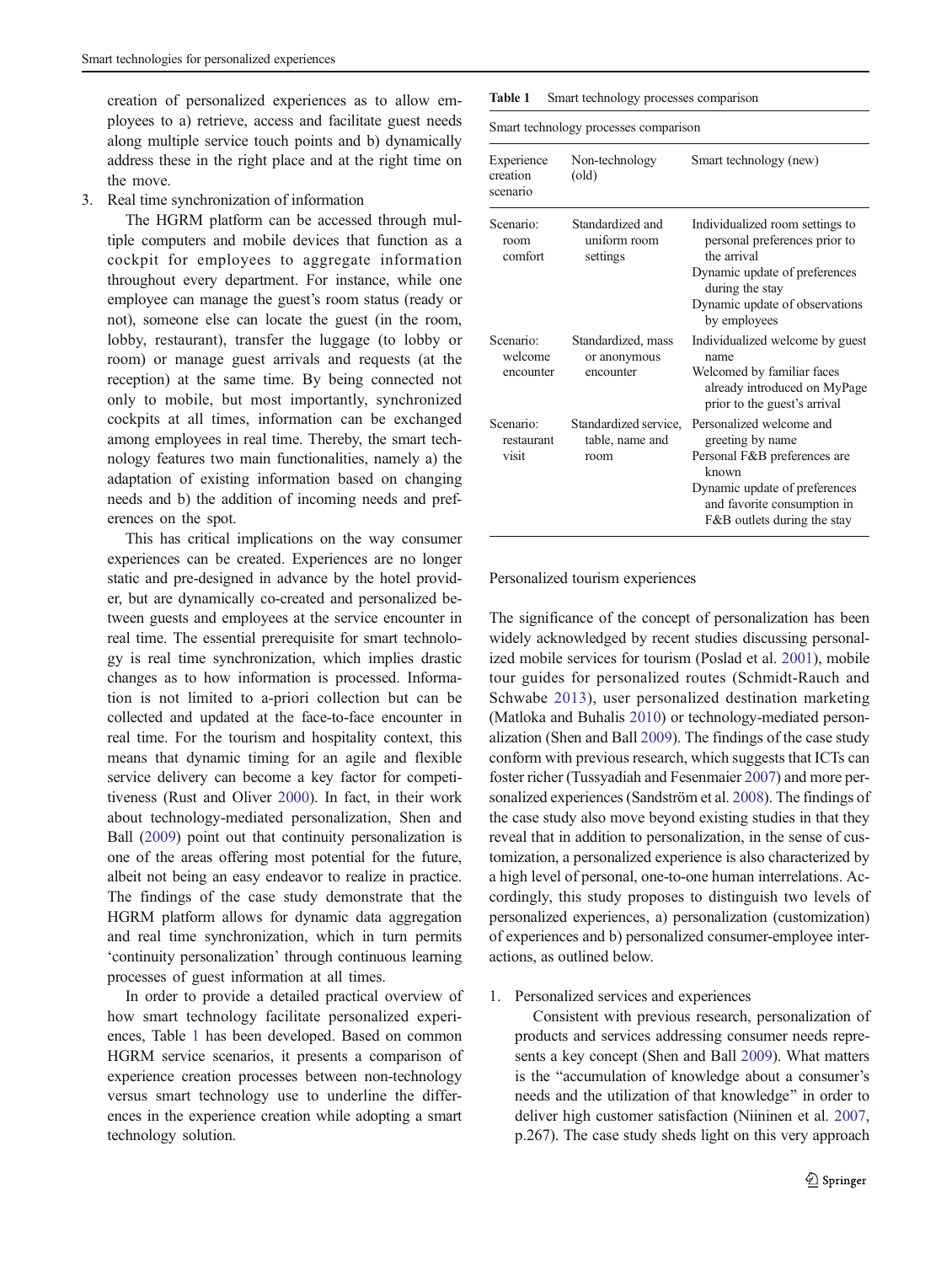creation of personalized experiences as to allow employees to a) retrieve, access and facilitate guest needs along multiple service touch points and b) dynamically address these in the right place and at the right time on the move.

3. Real time synchronization of information

   The HGRM platform can be accessed through multiple computers and mobile devices that function as a cockpit for employees to aggregate information throughout every department. For instance, while one employee can manage the guest's room status (ready or not), someone else can locate the guest (in the room, lobby, restaurant), transfer the luggage (to lobby or room) or manage guest arrivals and requests (at the reception) at the same time. By being connected not only to mobile, but most importantly, synchronized cockpits at all times, information can be exchanged among employees in real time. Thereby, the smart technology features two main functionalities, namely a) the adaptation of existing information based on changing needs and b) the addition of incoming needs and preferences on the spot.

This has critical implications on the way consumer experiences can be created. Experiences are no longer static and pre-designed in advance by the hotel provider, but are dynamically co-created and personalized between guests and employees at the service encounter in real time. The essential prerequisite for smart technology is real time synchronization, which implies drastic changes as to how information is processed. Information is not limited to a-priori collection but can be collected and updated at the face-to-face encounter in real time. For the tourism and hospitality context, this means that dynamic timing for an agile and flexible service delivery can become a key factor for competitiveness (Rust and Oliver 2000). In fact, in their work about technology-mediated personalization, Shen and Ball (2009) point out that continuity personalization is one of the areas offering most potential for the future, albeit not being an easy endeavor to realize in practice. The findings of the case study demonstrate that the HGRM platform allows for dynamic data aggregation and real time synchronization, which in turn permits 'continuity personalization' through continuous learning processes of guest information at all times.

In order to provide a detailed practical overview of how smart technology facilitate personalized experiences, Table 1 has been developed. Based on common HGRM service scenarios, it presents a comparison of experience creation processes between non-technology versus smart technology use to underline the differences in the experience creation while adopting a smart technology solution.

**Table 1** Smart technology processes comparison

Smart technology processes comparison

| Experience creation scenario | Non-technology (old) | Smart technology (new) |
|---|---|---|
| Scenario: room comfort | Standardized and uniform room settings | Individualized room settings to personal preferences prior to the arrival<br>Dynamic update of preferences during the stay<br>Dynamic update of observations by employees |
| Scenario: welcome encounter | Standardized, mass or anonymous encounter | Individualized welcome by guest name<br>Welcomed by familiar faces already introduced on MyPage prior to the guest's arrival |
| Scenario: restaurant visit | Standardized service, table, name and room | Personalized welcome and greeting by name<br>Personal F&B preferences are known<br>Dynamic update of preferences and favorite consumption in F&B outlets during the stay |

## Personalized tourism experiences

The significance of the concept of personalization has been widely acknowledged by recent studies discussing personalized mobile services for tourism (Poslad et al. 2001), mobile tour guides for personalized routes (Schmidt-Rauch and Schwabe 2013), user personalized destination marketing (Matloka and Buhalis 2010) or technology-mediated personalization (Shen and Ball 2009). The findings of the case study conform with previous research, which suggests that ICTs can foster richer (Tussyadiah and Fesenmaier 2007) and more personalized experiences (Sandström et al. 2008). The findings of the case study also move beyond existing studies in that they reveal that in addition to personalization, in the sense of customization, a personalized experience is also characterized by a high level of personal, one-to-one human interrelations. Accordingly, this study proposes to distinguish two levels of personalized experiences, a) personalization (customization) of experiences and b) personalized consumer-employee interactions, as outlined below.

1. Personalized services and experiences

   Consistent with previous research, personalization of products and services addressing consumer needs represents a key concept (Shen and Ball 2009). What matters is the "accumulation of knowledge about a consumer's needs and the utilization of that knowledge" in order to deliver high customer satisfaction (Niininen et al. 2007, p.267). The case study sheds light on this very approach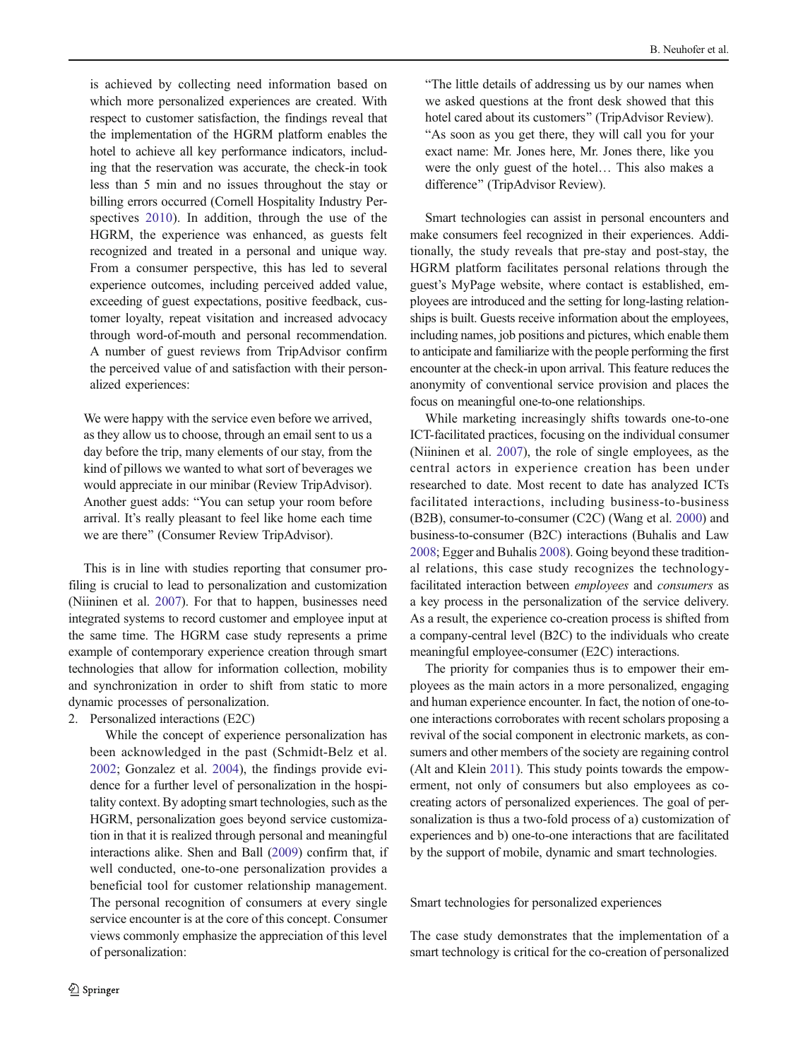is achieved by collecting need information based on which more personalized experiences are created. With respect to customer satisfaction, the findings reveal that the implementation of the HGRM platform enables the hotel to achieve all key performance indicators, including that the reservation was accurate, the check-in took less than 5 min and no issues throughout the stay or billing errors occurred (Cornell Hospitality Industry Perspectives 2010). In addition, through the use of the HGRM, the experience was enhanced, as guests felt recognized and treated in a personal and unique way. From a consumer perspective, this has led to several experience outcomes, including perceived added value, exceeding of guest expectations, positive feedback, customer loyalty, repeat visitation and increased advocacy through word-of-mouth and personal recommendation. A number of guest reviews from TripAdvisor confirm the perceived value of and satisfaction with their personalized experiences:

> We were happy with the service even before we arrived, as they allow us to choose, through an email sent to us a day before the trip, many elements of our stay, from the kind of pillows we wanted to what sort of beverages we would appreciate in our minibar (Review TripAdvisor). Another guest adds: "You can setup your room before arrival. It's really pleasant to feel like home each time we are there" (Consumer Review TripAdvisor).

This is in line with studies reporting that consumer profiling is crucial to lead to personalization and customization (Niininen et al. 2007). For that to happen, businesses need integrated systems to record customer and employee input at the same time. The HGRM case study represents a prime example of contemporary experience creation through smart technologies that allow for information collection, mobility and synchronization in order to shift from static to more dynamic processes of personalization.

2. Personalized interactions (E2C)

   While the concept of experience personalization has been acknowledged in the past (Schmidt-Belz et al. 2002; Gonzalez et al. 2004), the findings provide evidence for a further level of personalization in the hospitality context. By adopting smart technologies, such as the HGRM, personalization goes beyond service customization in that it is realized through personal and meaningful interactions alike. Shen and Ball (2009) confirm that, if well conducted, one-to-one personalization provides a beneficial tool for customer relationship management. The personal recognition of consumers at every single service encounter is at the core of this concept. Consumer views commonly emphasize the appreciation of this level of personalization:

> "The little details of addressing us by our names when we asked questions at the front desk showed that this hotel cared about its customers" (TripAdvisor Review). "As soon as you get there, they will call you for your exact name: Mr. Jones here, Mr. Jones there, like you were the only guest of the hotel… This also makes a difference" (TripAdvisor Review).

Smart technologies can assist in personal encounters and make consumers feel recognized in their experiences. Additionally, the study reveals that pre-stay and post-stay, the HGRM platform facilitates personal relations through the guest's MyPage website, where contact is established, employees are introduced and the setting for long-lasting relationships is built. Guests receive information about the employees, including names, job positions and pictures, which enable them to anticipate and familiarize with the people performing the first encounter at the check-in upon arrival. This feature reduces the anonymity of conventional service provision and places the focus on meaningful one-to-one relationships.

While marketing increasingly shifts towards one-to-one ICT-facilitated practices, focusing on the individual consumer (Niininen et al. 2007), the role of single employees, as the central actors in experience creation has been under researched to date. Most recent to date has analyzed ICTs facilitated interactions, including business-to-business (B2B), consumer-to-consumer (C2C) (Wang et al. 2000) and business-to-consumer (B2C) interactions (Buhalis and Law 2008; Egger and Buhalis 2008). Going beyond these traditional relations, this case study recognizes the technology-facilitated interaction between *employees* and *consumers* as a key process in the personalization of the service delivery. As a result, the experience co-creation process is shifted from a company-central level (B2C) to the individuals who create meaningful employee-consumer (E2C) interactions.

The priority for companies thus is to empower their employees as the main actors in a more personalized, engaging and human experience encounter. In fact, the notion of one-to-one interactions corroborates with recent scholars proposing a revival of the social component in electronic markets, as consumers and other members of the society are regaining control (Alt and Klein 2011). This study points towards the empowerment, not only of consumers but also employees as co-creating actors of personalized experiences. The goal of personalization is thus a two-fold process of a) customization of experiences and b) one-to-one interactions that are facilitated by the support of mobile, dynamic and smart technologies.

## Smart technologies for personalized experiences

The case study demonstrates that the implementation of a smart technology is critical for the co-creation of personalized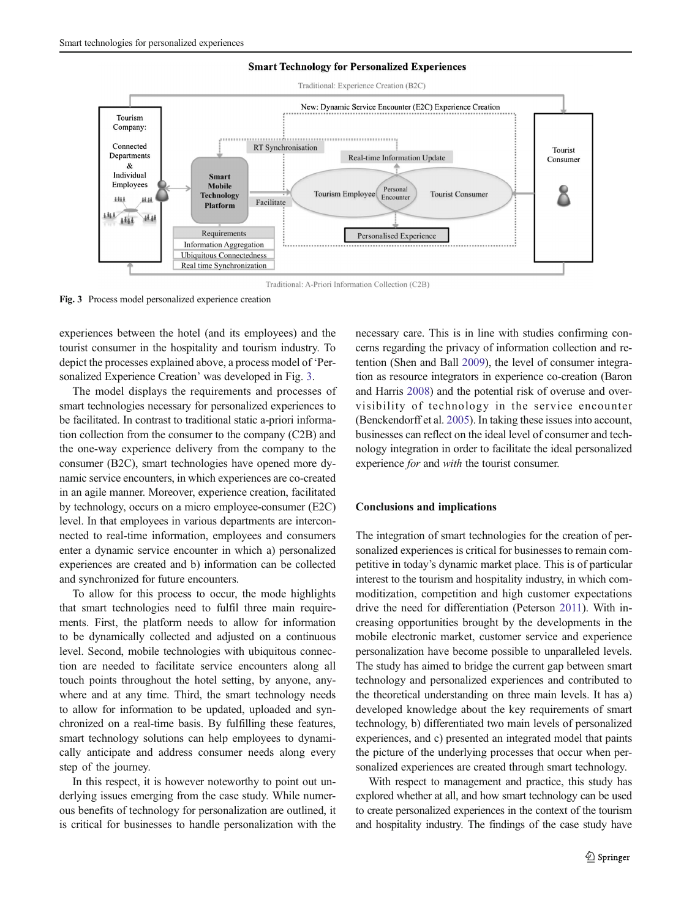Fig. 3 Process model personalized experience creation

experiences between the hotel (and its employees) and the tourist consumer in the hospitality and tourism industry. To depict the processes explained above, a process model of 'Personalized Experience Creation' was developed in Fig. 3.

The model displays the requirements and processes of smart technologies necessary for personalized experiences to be facilitated. In contrast to traditional static a-priori information collection from the consumer to the company (C2B) and the one-way experience delivery from the company to the consumer (B2C), smart technologies have opened more dynamic service encounters, in which experiences are co-created in an agile manner. Moreover, experience creation, facilitated by technology, occurs on a micro employee-consumer (E2C) level. In that employees in various departments are interconnected to real-time information, employees and consumers enter a dynamic service encounter in which a) personalized experiences are created and b) information can be collected and synchronized for future encounters.

To allow for this process to occur, the mode highlights that smart technologies need to fulfil three main requirements. First, the platform needs to allow for information to be dynamically collected and adjusted on a continuous level. Second, mobile technologies with ubiquitous connection are needed to facilitate service encounters along all touch points throughout the hotel setting, by anyone, anywhere and at any time. Third, the smart technology needs to allow for information to be updated, uploaded and synchronized on a real-time basis. By fulfilling these features, smart technology solutions can help employees to dynamically anticipate and address consumer needs along every step of the journey.

In this respect, it is however noteworthy to point out underlying issues emerging from the case study. While numerous benefits of technology for personalization are outlined, it is critical for businesses to handle personalization with the necessary care. This is in line with studies confirming concerns regarding the privacy of information collection and retention (Shen and Ball 2009), the level of consumer integration as resource integrators in experience co-creation (Baron and Harris 2008) and the potential risk of overuse and overvisibility of technology in the service encounter (Benckendorff et al. 2005). In taking these issues into account, businesses can reflect on the ideal level of consumer and technology integration in order to facilitate the ideal personalized experience *for* and *with* the tourist consumer.

## Conclusions and implications

The integration of smart technologies for the creation of personalized experiences is critical for businesses to remain competitive in today's dynamic market place. This is of particular interest to the tourism and hospitality industry, in which commoditization, competition and high customer expectations drive the need for differentiation (Peterson 2011). With increasing opportunities brought by the developments in the mobile electronic market, customer service and experience personalization have become possible to unparalleled levels. The study has aimed to bridge the current gap between smart technology and personalized experiences and contributed to the theoretical understanding on three main levels. It has a) developed knowledge about the key requirements of smart technology, b) differentiated two main levels of personalized experiences, and c) presented an integrated model that paints the picture of the underlying processes that occur when personalized experiences are created through smart technology.

With respect to management and practice, this study has explored whether at all, and how smart technology can be used to create personalized experiences in the context of the tourism and hospitality industry. The findings of the case study have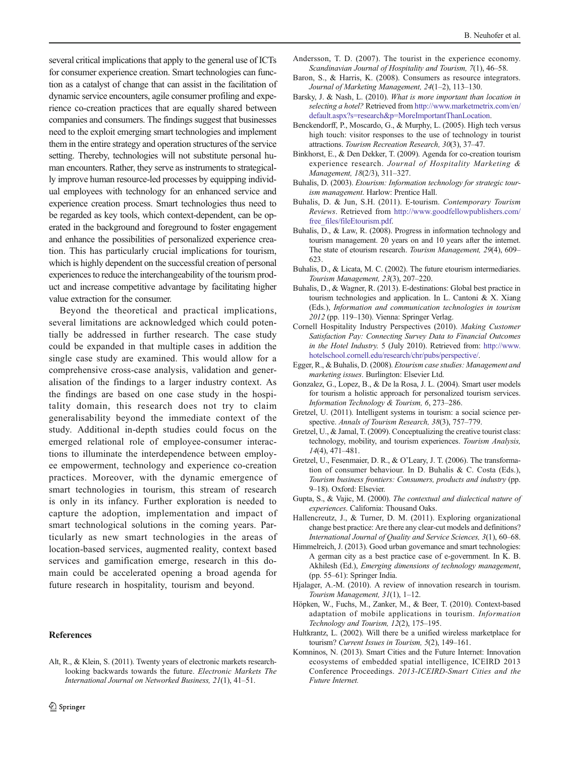several critical implications that apply to the general use of ICTs for consumer experience creation. Smart technologies can function as a catalyst of change that can assist in the facilitation of dynamic service encounters, agile consumer profiling and experience co-creation practices that are equally shared between companies and consumers. The findings suggest that businesses need to the exploit emerging smart technologies and implement them in the entire strategy and operation structures of the service setting. Thereby, technologies will not substitute personal human encounters. Rather, they serve as instruments to strategically improve human resource-led processes by equipping individual employees with technology for an enhanced service and experience creation process. Smart technologies thus need to be regarded as key tools, which context-dependent, can be operated in the background and foreground to foster engagement and enhance the possibilities of personalized experience creation. This has particularly crucial implications for tourism, which is highly dependent on the successful creation of personal experiences to reduce the interchangeability of the tourism product and increase competitive advantage by facilitating higher value extraction for the consumer.

Beyond the theoretical and practical implications, several limitations are acknowledged which could potentially be addressed in further research. The case study could be expanded in that multiple cases in addition the single case study are examined. This would allow for a comprehensive cross-case analysis, validation and generalisation of the findings to a larger industry context. As the findings are based on one case study in the hospitality domain, this research does not try to claim generalisability beyond the immediate context of the study. Additional in-depth studies could focus on the emerged relational role of employee-consumer interactions to illuminate the interdependence between employee empowerment, technology and experience co-creation practices. Moreover, with the dynamic emergence of smart technologies in tourism, this stream of research is only in its infancy. Further exploration is needed to capture the adoption, implementation and impact of smart technological solutions in the coming years. Particularly as new smart technologies in the areas of location-based services, augmented reality, context based services and gamification emerge, research in this domain could be accelerated opening a broad agenda for future research in hospitality, tourism and beyond.

## References

Alt, R., & Klein, S. (2011). Twenty years of electronic markets research-looking backwards towards the future. *Electronic Markets The International Journal on Networked Business, 21*(1), 41–51.

Andersson, T. D. (2007). The tourist in the experience economy. *Scandinavian Journal of Hospitality and Tourism, 7*(1), 46–58.

Baron, S., & Harris, K. (2008). Consumers as resource integrators. *Journal of Marketing Management, 24*(1–2), 113–130.

Barsky, J. & Nash, L. (2010). *What is more important than location in selecting a hotel?* Retrieved from http://www.marketmetrix.com/en/default.aspx?s=research&p=MoreImportantThanLocation.

Benckendorff, P., Moscardo, G., & Murphy, L. (2005). High tech versus high touch: visitor responses to the use of technology in tourist attractions. *Tourism Recreation Research, 30*(3), 37–47.

Binkhorst, E., & Den Dekker, T. (2009). Agenda for co-creation tourism experience research. *Journal of Hospitality Marketing & Management, 18*(2/3), 311–327.

Buhalis, D. (2003). *Etourism: Information technology for strategic tourism management*. Harlow: Prentice Hall.

Buhalis, D. & Jun, S.H. (2011). E-tourism. *Contemporary Tourism Reviews*. Retrieved from http://www.goodfellowpublishers.com/free_files/fileEtourism.pdf.

Buhalis, D., & Law, R. (2008). Progress in information technology and tourism management. 20 years on and 10 years after the internet. The state of etourism research. *Tourism Management, 29*(4), 609–623.

Buhalis, D., & Licata, M. C. (2002). The future etourism intermediaries. *Tourism Management, 23*(3), 207–220.

Buhalis, D., & Wagner, R. (2013). E-destinations: Global best practice in tourism technologies and application. In L. Cantoni & X. Xiang (Eds.), *Information and communication technologies in tourism 2012* (pp. 119–130). Vienna: Springer Verlag.

Cornell Hospitality Industry Perspectives (2010). *Making Customer Satisfaction Pay: Connecting Survey Data to Financial Outcomes in the Hotel Industry.* 5 (July 2010). Retrieved from: http://www.hotelschool.cornell.edu/research/chr/pubs/perspective/.

Egger, R., & Buhalis, D. (2008). *Etourism case studies: Management and marketing issues*. Burlington: Elsevier Ltd.

Gonzalez, G., Lopez, B., & De la Rosa, J. L. (2004). Smart user models for tourism a holistic approach for personalized tourism services. *Information Technology & Tourism, 6*, 273–286.

Gretzel, U. (2011). Intelligent systems in tourism: a social science perspective. *Annals of Tourism Research, 38*(3), 757–779.

Gretzel, U., & Jamal, T. (2009). Conceptualizing the creative tourist class: technology, mobility, and tourism experiences. *Tourism Analysis, 14*(4), 471–481.

Gretzel, U., Fesenmaier, D. R., & O'Leary, J. T. (2006). The transformation of consumer behaviour. In D. Buhalis & C. Costa (Eds.), *Tourism business frontiers: Consumers, products and industry* (pp. 9–18). Oxford: Elsevier.

Gupta, S., & Vajic, M. (2000). *The contextual and dialectical nature of experiences*. California: Thousand Oaks.

Hallencreutz, J., & Turner, D. M. (2011). Exploring organizational change best practice: Are there any clear-cut models and definitions? *International Journal of Quality and Service Sciences, 3*(1), 60–68.

Himmelreich, J. (2013). Good urban governance and smart technologies: A german city as a best practice case of e-government. In K. B. Akhilesh (Ed.), *Emerging dimensions of technology management*, (pp. 55–61): Springer India.

Hjalager, A.-M. (2010). A review of innovation research in tourism. *Tourism Management, 31*(1), 1–12.

Höpken, W., Fuchs, M., Zanker, M., & Beer, T. (2010). Context-based adaptation of mobile applications in tourism. *Information Technology and Tourism, 12*(2), 175–195.

Hultkrantz, L. (2002). Will there be a unified wireless marketplace for tourism? *Current Issues in Tourism, 5*(2), 149–161.

Komninos, N. (2013). Smart Cities and the Future Internet: Innovation ecosystems of embedded spatial intelligence, ICEIRD 2013 Conference Proceedings. *2013-ICEIRD-Smart Cities and the Future Internet.*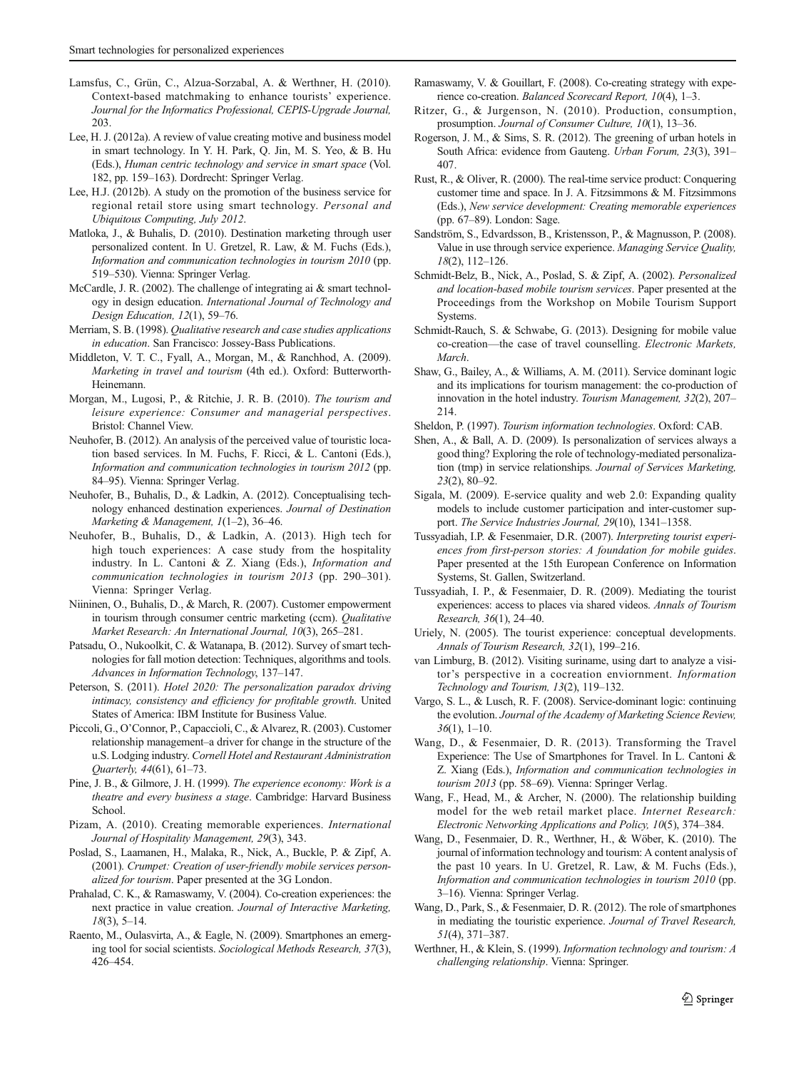Lamsfus, C., Grün, C., Alzua-Sorzabal, A. & Werthner, H. (2010). Context-based matchmaking to enhance tourists' experience. *Journal for the Informatics Professional, CEPIS-Upgrade Journal,* 203.

Lee, H. J. (2012a). A review of value creating motive and business model in smart technology. In Y. H. Park, Q. Jin, M. S. Yeo, & B. Hu (Eds.), *Human centric technology and service in smart space* (Vol. 182, pp. 159–163). Dordrecht: Springer Verlag.

Lee, H.J. (2012b). A study on the promotion of the business service for regional retail store using smart technology. *Personal and Ubiquitous Computing, July 2012*.

Matloka, J., & Buhalis, D. (2010). Destination marketing through user personalized content. In U. Gretzel, R. Law, & M. Fuchs (Eds.), *Information and communication technologies in tourism 2010* (pp. 519–530). Vienna: Springer Verlag.

McCardle, J. R. (2002). The challenge of integrating ai & smart technology in design education. *International Journal of Technology and Design Education, 12*(1), 59–76.

Merriam, S. B. (1998). *Qualitative research and case studies applications in education*. San Francisco: Jossey-Bass Publications.

Middleton, V. T. C., Fyall, A., Morgan, M., & Ranchhod, A. (2009). *Marketing in travel and tourism* (4th ed.). Oxford: Butterworth-Heinemann.

Morgan, M., Lugosi, P., & Ritchie, J. R. B. (2010). *The tourism and leisure experience: Consumer and managerial perspectives*. Bristol: Channel View.

Neuhofer, B. (2012). An analysis of the perceived value of touristic location based services. In M. Fuchs, F. Ricci, & L. Cantoni (Eds.), *Information and communication technologies in tourism 2012* (pp. 84–95). Vienna: Springer Verlag.

Neuhofer, B., Buhalis, D., & Ladkin, A. (2012). Conceptualising technology enhanced destination experiences. *Journal of Destination Marketing & Management, 1*(1–2), 36–46.

Neuhofer, B., Buhalis, D., & Ladkin, A. (2013). High tech for high touch experiences: A case study from the hospitality industry. In L. Cantoni & Z. Xiang (Eds.), *Information and communication technologies in tourism 2013* (pp. 290–301). Vienna: Springer Verlag.

Niininen, O., Buhalis, D., & March, R. (2007). Customer empowerment in tourism through consumer centric marketing (ccm). *Qualitative Market Research: An International Journal, 10*(3), 265–281.

Patsadu, O., Nukoolkit, C. & Watanapa, B. (2012). Survey of smart technologies for fall motion detection: Techniques, algorithms and tools. *Advances in Information Technology*, 137–147.

Peterson, S. (2011). *Hotel 2020: The personalization paradox driving intimacy, consistency and efficiency for profitable growth*. United States of America: IBM Institute for Business Value.

Piccoli, G., O'Connor, P., Capaccioli, C., & Alvarez, R. (2003). Customer relationship management–a driver for change in the structure of the u.S. Lodging industry. *Cornell Hotel and Restaurant Administration Quarterly, 44*(61), 61–73.

Pine, J. B., & Gilmore, J. H. (1999). *The experience economy: Work is a theatre and every business a stage*. Cambridge: Harvard Business School.

Pizam, A. (2010). Creating memorable experiences. *International Journal of Hospitality Management, 29*(3), 343.

Poslad, S., Laamanen, H., Malaka, R., Nick, A., Buckle, P. & Zipf, A. (2001). *Crumpet: Creation of user-friendly mobile services personalized for tourism*. Paper presented at the 3G London.

Prahalad, C. K., & Ramaswamy, V. (2004). Co-creation experiences: the next practice in value creation. *Journal of Interactive Marketing, 18*(3), 5–14.

Raento, M., Oulasvirta, A., & Eagle, N. (2009). Smartphones an emerging tool for social scientists. *Sociological Methods Research, 37*(3), 426–454.

Ramaswamy, V. & Gouillart, F. (2008). Co-creating strategy with experience co-creation. *Balanced Scorecard Report, 10*(4), 1–3.

Ritzer, G., & Jurgenson, N. (2010). Production, consumption, prosumption. *Journal of Consumer Culture, 10*(1), 13–36.

Rogerson, J. M., & Sims, S. R. (2012). The greening of urban hotels in South Africa: evidence from Gauteng. *Urban Forum, 23*(3), 391–407.

Rust, R., & Oliver, R. (2000). The real-time service product: Conquering customer time and space. In J. A. Fitzsimmons & M. Fitzsimmons (Eds.), *New service development: Creating memorable experiences* (pp. 67–89). London: Sage.

Sandström, S., Edvardsson, B., Kristensson, P., & Magnusson, P. (2008). Value in use through service experience. *Managing Service Quality, 18*(2), 112–126.

Schmidt-Belz, B., Nick, A., Poslad, S. & Zipf, A. (2002). *Personalized and location-based mobile tourism services*. Paper presented at the Proceedings from the Workshop on Mobile Tourism Support Systems.

Schmidt-Rauch, S. & Schwabe, G. (2013). Designing for mobile value co-creation—the case of travel counselling. *Electronic Markets, March*.

Shaw, G., Bailey, A., & Williams, A. M. (2011). Service dominant logic and its implications for tourism management: the co-production of innovation in the hotel industry. *Tourism Management, 32*(2), 207–214.

Sheldon, P. (1997). *Tourism information technologies*. Oxford: CAB.

Shen, A., & Ball, A. D. (2009). Is personalization of services always a good thing? Exploring the role of technology-mediated personalization (tmp) in service relationships. *Journal of Services Marketing, 23*(2), 80–92.

Sigala, M. (2009). E-service quality and web 2.0: Expanding quality models to include customer participation and inter-customer support. *The Service Industries Journal, 29*(10), 1341–1358.

Tussyadiah, I.P. & Fesenmaier, D.R. (2007). *Interpreting tourist experiences from first-person stories: A foundation for mobile guides*. Paper presented at the 15th European Conference on Information Systems, St. Gallen, Switzerland.

Tussyadiah, I. P., & Fesenmaier, D. R. (2009). Mediating the tourist experiences: access to places via shared videos. *Annals of Tourism Research, 36*(1), 24–40.

Uriely, N. (2005). The tourist experience: conceptual developments. *Annals of Tourism Research, 32*(1), 199–216.

van Limburg, B. (2012). Visiting suriname, using dart to analyze a visitor's perspective in a cocreation enviornment. *Information Technology and Tourism, 13*(2), 119–132.

Vargo, S. L., & Lusch, R. F. (2008). Service-dominant logic: continuing the evolution. *Journal of the Academy of Marketing Science Review, 36*(1), 1–10.

Wang, D., & Fesenmaier, D. R. (2013). Transforming the Travel Experience: The Use of Smartphones for Travel. In L. Cantoni & Z. Xiang (Eds.), *Information and communication technologies in tourism 2013* (pp. 58–69). Vienna: Springer Verlag.

Wang, F., Head, M., & Archer, N. (2000). The relationship building model for the web retail market place. *Internet Research: Electronic Networking Applications and Policy, 10*(5), 374–384.

Wang, D., Fesenmaier, D. R., Werthner, H., & Wöber, K. (2010). The journal of information technology and tourism: A content analysis of the past 10 years. In U. Gretzel, R. Law, & M. Fuchs (Eds.), *Information and communication technologies in tourism 2010* (pp. 3–16). Vienna: Springer Verlag.

Wang, D., Park, S., & Fesenmaier, D. R. (2012). The role of smartphones in mediating the touristic experience. *Journal of Travel Research, 51*(4), 371–387.

Werthner, H., & Klein, S. (1999). *Information technology and tourism: A challenging relationship*. Vienna: Springer.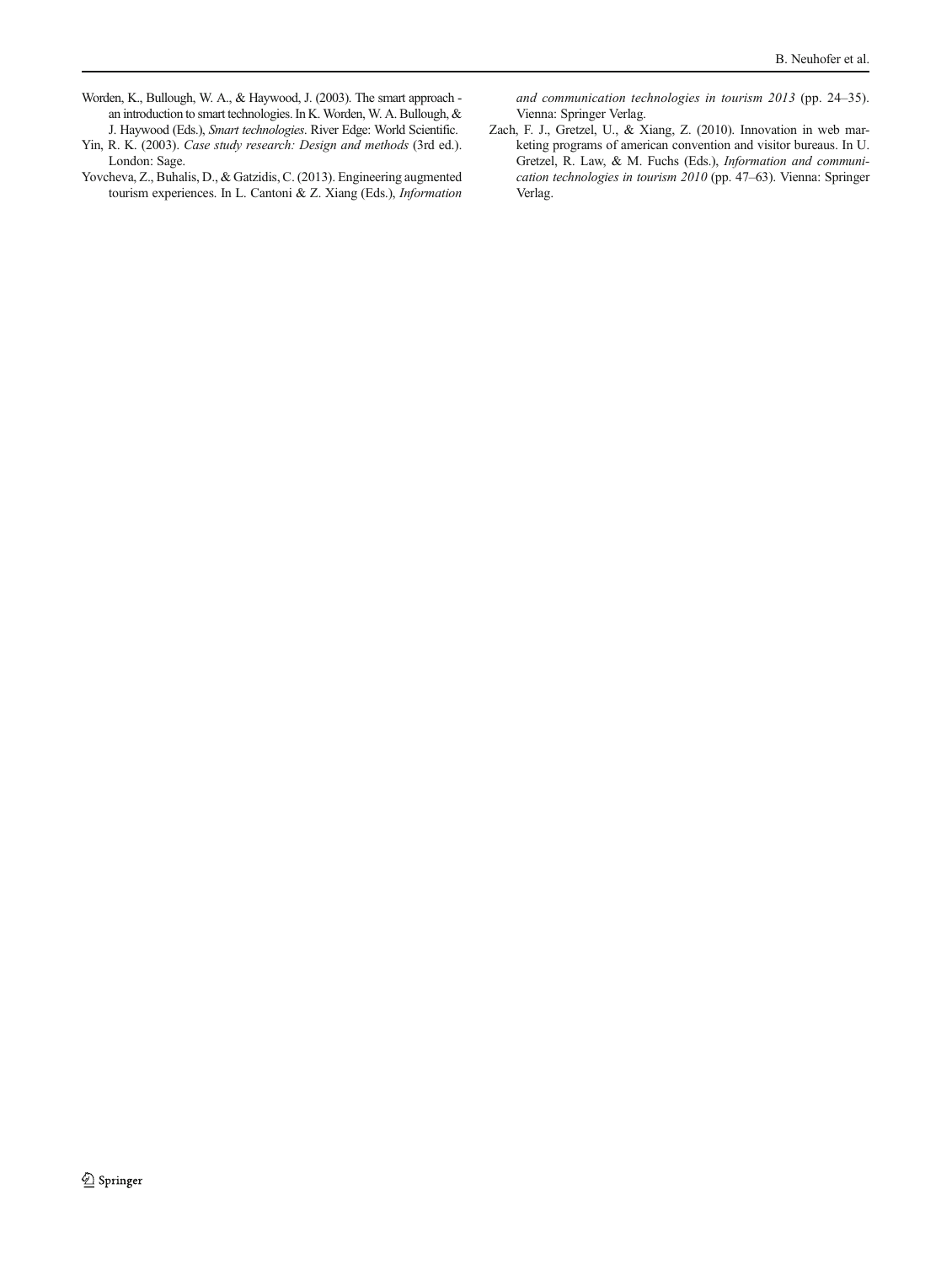Worden, K., Bullough, W. A., & Haywood, J. (2003). The smart approach - an introduction to smart technologies. In K. Worden, W. A. Bullough, & J. Haywood (Eds.), *Smart technologies*. River Edge: World Scientific.

Yin, R. K. (2003). *Case study research: Design and methods* (3rd ed.). London: Sage.

Yovcheva, Z., Buhalis, D., & Gatzidis, C. (2013). Engineering augmented tourism experiences. In L. Cantoni & Z. Xiang (Eds.), *Information and communication technologies in tourism 2013* (pp. 24–35). Vienna: Springer Verlag.

Zach, F. J., Gretzel, U., & Xiang, Z. (2010). Innovation in web marketing programs of american convention and visitor bureaus. In U. Gretzel, R. Law, & M. Fuchs (Eds.), *Information and communication technologies in tourism 2010* (pp. 47–63). Vienna: Springer Verlag.